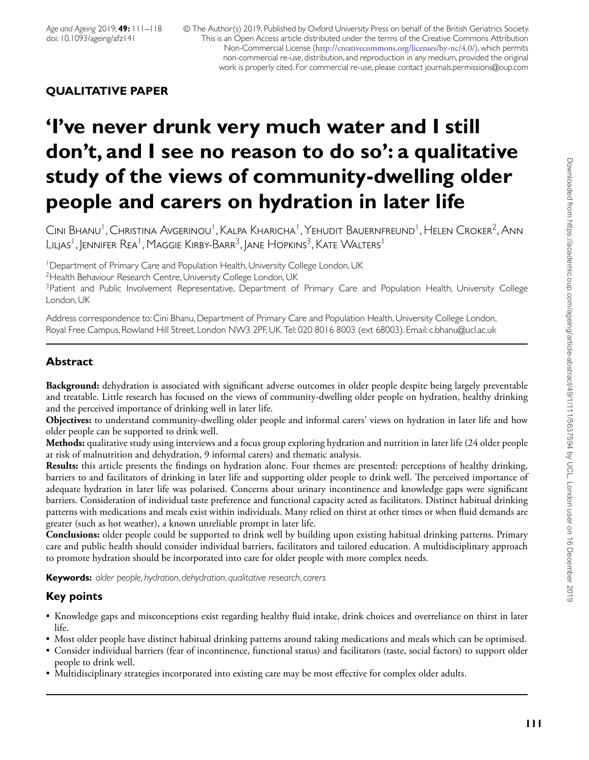**QUALITATIVE PAPER**

# 'I've never drunk very much water and I still don't, and I see no reason to do so': a qualitative study of the views of community-dwelling older people and carers on hydration in later life

Cini Bhanu[1], Christina Avgerinou[1], Kalpa Kharicha[1], Yehudit Bauernfreund[1], Helen Croker[2], Ann Liljas[1], Jennifer Rea[1], Maggie Kirby-Barr[3], Jane Hopkins[3], Kate Walters[1]

[1]Department of Primary Care and Population Health, University College London, UK
[2]Health Behaviour Research Centre, University College London, UK
[3]Patient and Public Involvement Representative, Department of Primary Care and Population Health, University College London, UK

Address correspondence to: Cini Bhanu, Department of Primary Care and Population Health, University College London, Royal Free Campus, Rowland Hill Street, London NW3 2PF, UK. Tel: 020 8016 8003 (ext 68003). Email: c.bhanu@ucl.ac.uk

## Abstract

**Background:** dehydration is associated with significant adverse outcomes in older people despite being largely preventable and treatable. Little research has focused on the views of community-dwelling older people on hydration, healthy drinking and the perceived importance of drinking well in later life.

**Objectives:** to understand community-dwelling older people and informal carers' views on hydration in later life and how older people can be supported to drink well.

**Methods:** qualitative study using interviews and a focus group exploring hydration and nutrition in later life (24 older people at risk of malnutrition and dehydration, 9 informal carers) and thematic analysis.

**Results:** this article presents the findings on hydration alone. Four themes are presented: perceptions of healthy drinking, barriers to and facilitators of drinking in later life and supporting older people to drink well. The perceived importance of adequate hydration in later life was polarised. Concerns about urinary incontinence and knowledge gaps were significant barriers. Consideration of individual taste preference and functional capacity acted as facilitators. Distinct habitual drinking patterns with medications and meals exist within individuals. Many relied on thirst at other times or when fluid demands are greater (such as hot weather), a known unreliable prompt in later life.

**Conclusions:** older people could be supported to drink well by building upon existing habitual drinking patterns. Primary care and public health should consider individual barriers, facilitators and tailored education. A multidisciplinary approach to promote hydration should be incorporated into care for older people with more complex needs.

**Keywords:** *older people, hydration, dehydration, qualitative research, carers*

## Key points

- Knowledge gaps and misconceptions exist regarding healthy fluid intake, drink choices and overreliance on thirst in later life.
- Most older people have distinct habitual drinking patterns around taking medications and meals which can be optimised.
- Consider individual barriers (fear of incontinence, functional status) and facilitators (taste, social factors) to support older people to drink well.
- Multidisciplinary strategies incorporated into existing care may be most effective for complex older adults.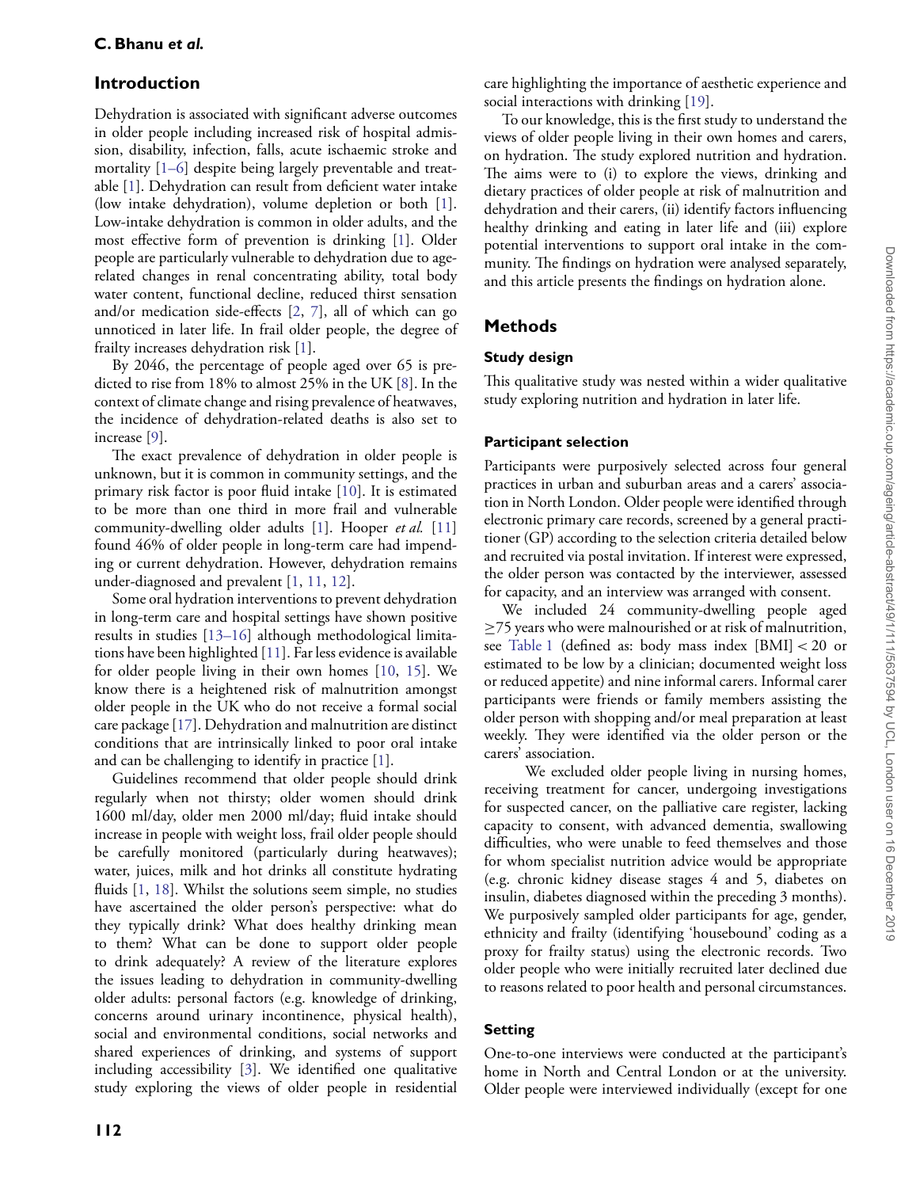## Introduction

Dehydration is associated with significant adverse outcomes in older people including increased risk of hospital admission, disability, infection, falls, acute ischaemic stroke and mortality [1–6] despite being largely preventable and treatable [1]. Dehydration can result from deficient water intake (low intake dehydration), volume depletion or both [1]. Low-intake dehydration is common in older adults, and the most effective form of prevention is drinking [1]. Older people are particularly vulnerable to dehydration due to age-related changes in renal concentrating ability, total body water content, functional decline, reduced thirst sensation and/or medication side-effects [2, 7], all of which can go unnoticed in later life. In frail older people, the degree of frailty increases dehydration risk [1].

By 2046, the percentage of people aged over 65 is predicted to rise from 18% to almost 25% in the UK [8]. In the context of climate change and rising prevalence of heatwaves, the incidence of dehydration-related deaths is also set to increase [9].

The exact prevalence of dehydration in older people is unknown, but it is common in community settings, and the primary risk factor is poor fluid intake [10]. It is estimated to be more than one third in more frail and vulnerable community-dwelling older adults [1]. Hooper *et al.* [11] found 46% of older people in long-term care had impending or current dehydration. However, dehydration remains under-diagnosed and prevalent [1, 11, 12].

Some oral hydration interventions to prevent dehydration in long-term care and hospital settings have shown positive results in studies [13–16] although methodological limitations have been highlighted [11]. Far less evidence is available for older people living in their own homes [10, 15]. We know there is a heightened risk of malnutrition amongst older people in the UK who do not receive a formal social care package [17]. Dehydration and malnutrition are distinct conditions that are intrinsically linked to poor oral intake and can be challenging to identify in practice [1].

Guidelines recommend that older people should drink regularly when not thirsty; older women should drink 1600 ml/day, older men 2000 ml/day; fluid intake should increase in people with weight loss, frail older people should be carefully monitored (particularly during heatwaves); water, juices, milk and hot drinks all constitute hydrating fluids [1, 18]. Whilst the solutions seem simple, no studies have ascertained the older person's perspective: what do they typically drink? What does healthy drinking mean to them? What can be done to support older people to drink adequately? A review of the literature explores the issues leading to dehydration in community-dwelling older adults: personal factors (e.g. knowledge of drinking, concerns around urinary incontinence, physical health), social and environmental conditions, social networks and shared experiences of drinking, and systems of support including accessibility [3]. We identified one qualitative study exploring the views of older people in residential care highlighting the importance of aesthetic experience and social interactions with drinking [19].

To our knowledge, this is the first study to understand the views of older people living in their own homes and carers, on hydration. The study explored nutrition and hydration. The aims were to (i) to explore the views, drinking and dietary practices of older people at risk of malnutrition and dehydration and their carers, (ii) identify factors influencing healthy drinking and eating in later life and (iii) explore potential interventions to support oral intake in the community. The findings on hydration were analysed separately, and this article presents the findings on hydration alone.

## Methods

### Study design

This qualitative study was nested within a wider qualitative study exploring nutrition and hydration in later life.

### Participant selection

Participants were purposively selected across four general practices in urban and suburban areas and a carers' association in North London. Older people were identified through electronic primary care records, screened by a general practitioner (GP) according to the selection criteria detailed below and recruited via postal invitation. If interest were expressed, the older person was contacted by the interviewer, assessed for capacity, and an interview was arranged with consent.

We included 24 community-dwelling people aged ≥75 years who were malnourished or at risk of malnutrition, see Table 1 (defined as: body mass index [BMI] < 20 or estimated to be low by a clinician; documented weight loss or reduced appetite) and nine informal carers. Informal carer participants were friends or family members assisting the older person with shopping and/or meal preparation at least weekly. They were identified via the older person or the carers' association.

We excluded older people living in nursing homes, receiving treatment for cancer, undergoing investigations for suspected cancer, on the palliative care register, lacking capacity to consent, with advanced dementia, swallowing difficulties, who were unable to feed themselves and those for whom specialist nutrition advice would be appropriate (e.g. chronic kidney disease stages 4 and 5, diabetes on insulin, diabetes diagnosed within the preceding 3 months). We purposively sampled older participants for age, gender, ethnicity and frailty (identifying 'housebound' coding as a proxy for frailty status) using the electronic records. Two older people who were initially recruited later declined due to reasons related to poor health and personal circumstances.

### Setting

One-to-one interviews were conducted at the participant's home in North and Central London or at the university. Older people were interviewed individually (except for one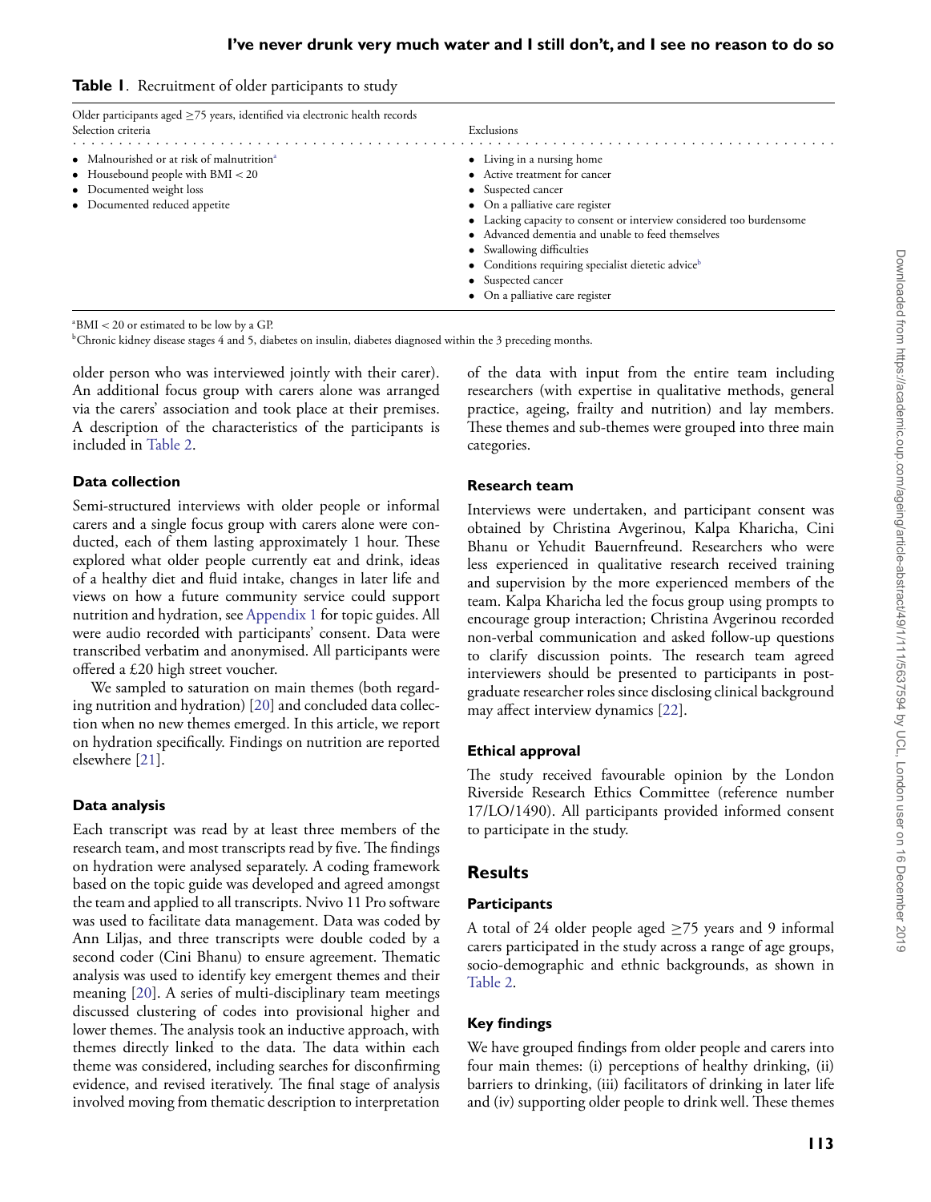**Table 1**. Recruitment of older participants to study

| Older participants aged ≥75 years, identified via electronic health records<br>Selection criteria | Exclusions |
|---|---|
| • Malnourished or at risk of malnutrition[a]<br>• Housebound people with BMI < 20<br>• Documented weight loss<br>• Documented reduced appetite | • Living in a nursing home<br>• Active treatment for cancer<br>• Suspected cancer<br>• On a palliative care register<br>• Lacking capacity to consent or interview considered too burdensome<br>• Advanced dementia and unable to feed themselves<br>• Swallowing difficulties<br>• Conditions requiring specialist dietetic advice[b]<br>• Suspected cancer<br>• On a palliative care register |

[a]BMI < 20 or estimated to be low by a GP.
[b]Chronic kidney disease stages 4 and 5, diabetes on insulin, diabetes diagnosed within the 3 preceding months.

older person who was interviewed jointly with their carer). An additional focus group with carers alone was arranged via the carers' association and took place at their premises. A description of the characteristics of the participants is included in Table 2.

### Data collection

Semi-structured interviews with older people or informal carers and a single focus group with carers alone were conducted, each of them lasting approximately 1 hour. These explored what older people currently eat and drink, ideas of a healthy diet and fluid intake, changes in later life and views on how a future community service could support nutrition and hydration, see Appendix 1 for topic guides. All were audio recorded with participants' consent. Data were transcribed verbatim and anonymised. All participants were offered a £20 high street voucher.

We sampled to saturation on main themes (both regarding nutrition and hydration) [20] and concluded data collection when no new themes emerged. In this article, we report on hydration specifically. Findings on nutrition are reported elsewhere [21].

### Data analysis

Each transcript was read by at least three members of the research team, and most transcripts read by five. The findings on hydration were analysed separately. A coding framework based on the topic guide was developed and agreed amongst the team and applied to all transcripts. Nvivo 11 Pro software was used to facilitate data management. Data was coded by Ann Liljas, and three transcripts were double coded by a second coder (Cini Bhanu) to ensure agreement. Thematic analysis was used to identify key emergent themes and their meaning [20]. A series of multi-disciplinary team meetings discussed clustering of codes into provisional higher and lower themes. The analysis took an inductive approach, with themes directly linked to the data. The data within each theme was considered, including searches for disconfirming evidence, and revised iteratively. The final stage of analysis involved moving from thematic description to interpretation of the data with input from the entire team including researchers (with expertise in qualitative methods, general practice, ageing, frailty and nutrition) and lay members. These themes and sub-themes were grouped into three main categories.

### Research team

Interviews were undertaken, and participant consent was obtained by Christina Avgerinou, Kalpa Kharicha, Cini Bhanu or Yehudit Bauernfreund. Researchers who were less experienced in qualitative research received training and supervision by the more experienced members of the team. Kalpa Kharicha led the focus group using prompts to encourage group interaction; Christina Avgerinou recorded non-verbal communication and asked follow-up questions to clarify discussion points. The research team agreed interviewers should be presented to participants in postgraduate researcher roles since disclosing clinical background may affect interview dynamics [22].

### Ethical approval

The study received favourable opinion by the London Riverside Research Ethics Committee (reference number 17/LO/1490). All participants provided informed consent to participate in the study.

## Results

### Participants

A total of 24 older people aged ≥75 years and 9 informal carers participated in the study across a range of age groups, socio-demographic and ethnic backgrounds, as shown in Table 2.

### Key findings

We have grouped findings from older people and carers into four main themes: (i) perceptions of healthy drinking, (ii) barriers to drinking, (iii) facilitators of drinking in later life and (iv) supporting older people to drink well. These themes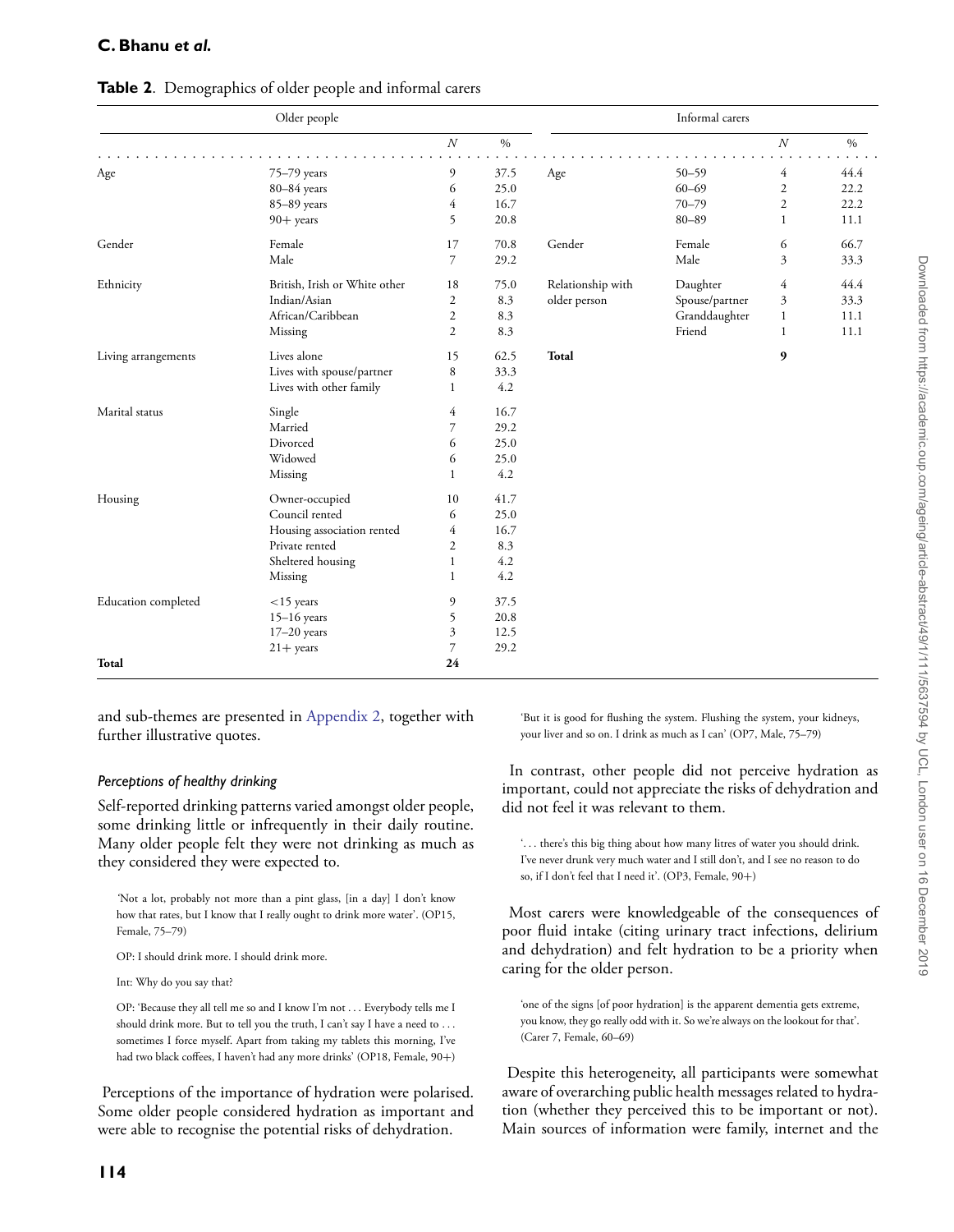**Table 2**. Demographics of older people and informal carers

| Older people | | *N* | % | Informal carers | | *N* | % |
|---|---|---|---|---|---|---|---|
| Age | 75–79 years | 9 | 37.5 | Age | 50–59 | 4 | 44.4 |
| | 80–84 years | 6 | 25.0 | | 60–69 | 2 | 22.2 |
| | 85–89 years | 4 | 16.7 | | 70–79 | 2 | 22.2 |
| | 90+ years | 5 | 20.8 | | 80–89 | 1 | 11.1 |
| Gender | Female | 17 | 70.8 | Gender | Female | 6 | 66.7 |
| | Male | 7 | 29.2 | | Male | 3 | 33.3 |
| Ethnicity | British, Irish or White other | 18 | 75.0 | Relationship with older person | Daughter | 4 | 44.4 |
| | Indian/Asian | 2 | 8.3 | | Spouse/partner | 3 | 33.3 |
| | African/Caribbean | 2 | 8.3 | | Granddaughter | 1 | 11.1 |
| | Missing | 2 | 8.3 | | Friend | 1 | 11.1 |
| Living arrangements | Lives alone | 15 | 62.5 | **Total** | | **9** | |
| | Lives with spouse/partner | 8 | 33.3 | | | | |
| | Lives with other family | 1 | 4.2 | | | | |
| Marital status | Single | 4 | 16.7 | | | | |
| | Married | 7 | 29.2 | | | | |
| | Divorced | 6 | 25.0 | | | | |
| | Widowed | 6 | 25.0 | | | | |
| | Missing | 1 | 4.2 | | | | |
| Housing | Owner-occupied | 10 | 41.7 | | | | |
| | Council rented | 6 | 25.0 | | | | |
| | Housing association rented | 4 | 16.7 | | | | |
| | Private rented | 2 | 8.3 | | | | |
| | Sheltered housing | 1 | 4.2 | | | | |
| | Missing | 1 | 4.2 | | | | |
| Education completed | <15 years | 9 | 37.5 | | | | |
| | 15–16 years | 5 | 20.8 | | | | |
| | 17–20 years | 3 | 12.5 | | | | |
| | 21+ years | 7 | 29.2 | | | | |
| **Total** | | **24** | | | | | |

and sub-themes are presented in Appendix 2, together with further illustrative quotes.

### *Perceptions of healthy drinking*

Self-reported drinking patterns varied amongst older people, some drinking little or infrequently in their daily routine. Many older people felt they were not drinking as much as they considered they were expected to.

> 'Not a lot, probably not more than a pint glass, [in a day] I don't know how that rates, but I know that I really ought to drink more water'. (OP15, Female, 75–79)

> OP: I should drink more. I should drink more.
>
> Int: Why do you say that?
>
> OP: 'Because they all tell me so and I know I'm not . . . Everybody tells me I should drink more. But to tell you the truth, I can't say I have a need to . . . sometimes I force myself. Apart from taking my tablets this morning, I've had two black coffees, I haven't had any more drinks' (OP18, Female, 90+)

Perceptions of the importance of hydration were polarised. Some older people considered hydration as important and were able to recognise the potential risks of dehydration.

> 'But it is good for flushing the system. Flushing the system, your kidneys, your liver and so on. I drink as much as I can' (OP7, Male, 75–79)

In contrast, other people did not perceive hydration as important, could not appreciate the risks of dehydration and did not feel it was relevant to them.

> '. . . there's this big thing about how many litres of water you should drink. I've never drunk very much water and I still don't, and I see no reason to do so, if I don't feel that I need it'. (OP3, Female, 90+)

Most carers were knowledgeable of the consequences of poor fluid intake (citing urinary tract infections, delirium and dehydration) and felt hydration to be a priority when caring for the older person.

> 'one of the signs [of poor hydration] is the apparent dementia gets extreme, you know, they go really odd with it. So we're always on the lookout for that'. (Carer 7, Female, 60–69)

Despite this heterogeneity, all participants were somewhat aware of overarching public health messages related to hydration (whether they perceived this to be important or not). Main sources of information were family, internet and the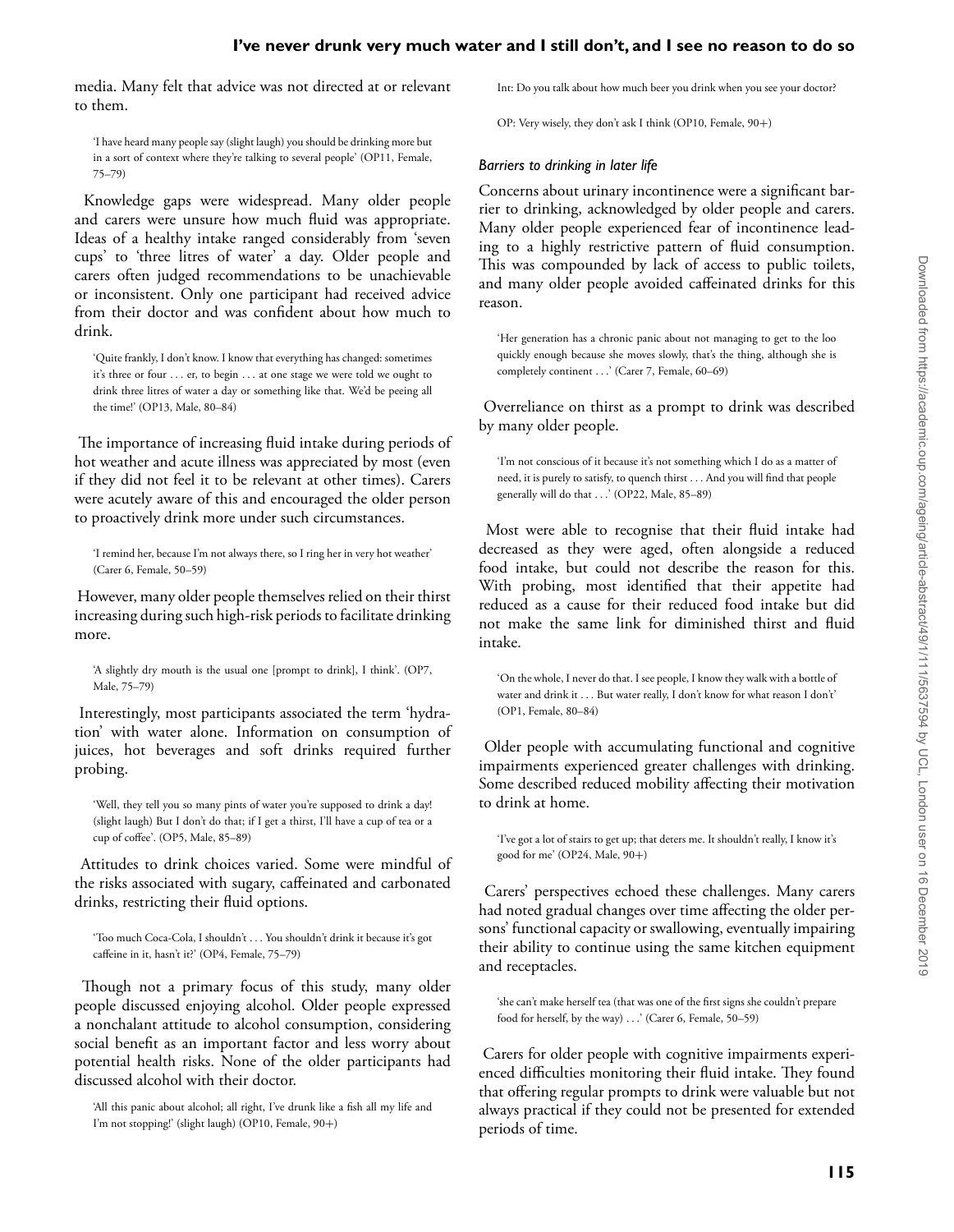media. Many felt that advice was not directed at or relevant to them.

> 'I have heard many people say (slight laugh) you should be drinking more but in a sort of context where they're talking to several people' (OP11, Female, 75–79)

Knowledge gaps were widespread. Many older people and carers were unsure how much fluid was appropriate. Ideas of a healthy intake ranged considerably from 'seven cups' to 'three litres of water' a day. Older people and carers often judged recommendations to be unachievable or inconsistent. Only one participant had received advice from their doctor and was confident about how much to drink.

> 'Quite frankly, I don't know. I know that everything has changed: sometimes it's three or four . . . er, to begin . . . at one stage we were told we ought to drink three litres of water a day or something like that. We'd be peeing all the time!' (OP13, Male, 80–84)

The importance of increasing fluid intake during periods of hot weather and acute illness was appreciated by most (even if they did not feel it to be relevant at other times). Carers were acutely aware of this and encouraged the older person to proactively drink more under such circumstances.

> 'I remind her, because I'm not always there, so I ring her in very hot weather' (Carer 6, Female, 50–59)

However, many older people themselves relied on their thirst increasing during such high-risk periods to facilitate drinking more.

> 'A slightly dry mouth is the usual one [prompt to drink], I think'. (OP7, Male, 75–79)

Interestingly, most participants associated the term 'hydration' with water alone. Information on consumption of juices, hot beverages and soft drinks required further probing.

> 'Well, they tell you so many pints of water you're supposed to drink a day! (slight laugh) But I don't do that; if I get a thirst, I'll have a cup of tea or a cup of coffee'. (OP5, Male, 85–89)

Attitudes to drink choices varied. Some were mindful of the risks associated with sugary, caffeinated and carbonated drinks, restricting their fluid options.

> 'Too much Coca-Cola, I shouldn't . . . You shouldn't drink it because it's got caffeine in it, hasn't it?' (OP4, Female, 75–79)

Though not a primary focus of this study, many older people discussed enjoying alcohol. Older people expressed a nonchalant attitude to alcohol consumption, considering social benefit as an important factor and less worry about potential health risks. None of the older participants had discussed alcohol with their doctor.

> 'All this panic about alcohol; all right, I've drunk like a fish all my life and I'm not stopping!' (slight laugh) (OP10, Female, 90+)

> Int: Do you talk about how much beer you drink when you see your doctor?
>
> OP: Very wisely, they don't ask I think (OP10, Female, 90+)

### *Barriers to drinking in later life*

Concerns about urinary incontinence were a significant barrier to drinking, acknowledged by older people and carers. Many older people experienced fear of incontinence leading to a highly restrictive pattern of fluid consumption. This was compounded by lack of access to public toilets, and many older people avoided caffeinated drinks for this reason.

> 'Her generation has a chronic panic about not managing to get to the loo quickly enough because she moves slowly, that's the thing, although she is completely continent . . .' (Carer 7, Female, 60–69)

Overreliance on thirst as a prompt to drink was described by many older people.

> 'I'm not conscious of it because it's not something which I do as a matter of need, it is purely to satisfy, to quench thirst . . . And you will find that people generally will do that . . .' (OP22, Male, 85–89)

Most were able to recognise that their fluid intake had decreased as they were aged, often alongside a reduced food intake, but could not describe the reason for this. With probing, most identified that their appetite had reduced as a cause for their reduced food intake but did not make the same link for diminished thirst and fluid intake.

> 'On the whole, I never do that. I see people, I know they walk with a bottle of water and drink it . . . But water really, I don't know for what reason I don't' (OP1, Female, 80–84)

Older people with accumulating functional and cognitive impairments experienced greater challenges with drinking. Some described reduced mobility affecting their motivation to drink at home.

> 'I've got a lot of stairs to get up; that deters me. It shouldn't really, I know it's good for me' (OP24, Male, 90+)

Carers' perspectives echoed these challenges. Many carers had noted gradual changes over time affecting the older persons' functional capacity or swallowing, eventually impairing their ability to continue using the same kitchen equipment and receptacles.

> 'she can't make herself tea (that was one of the first signs she couldn't prepare food for herself, by the way) . . .' (Carer 6, Female, 50–59)

Carers for older people with cognitive impairments experienced difficulties monitoring their fluid intake. They found that offering regular prompts to drink were valuable but not always practical if they could not be presented for extended periods of time.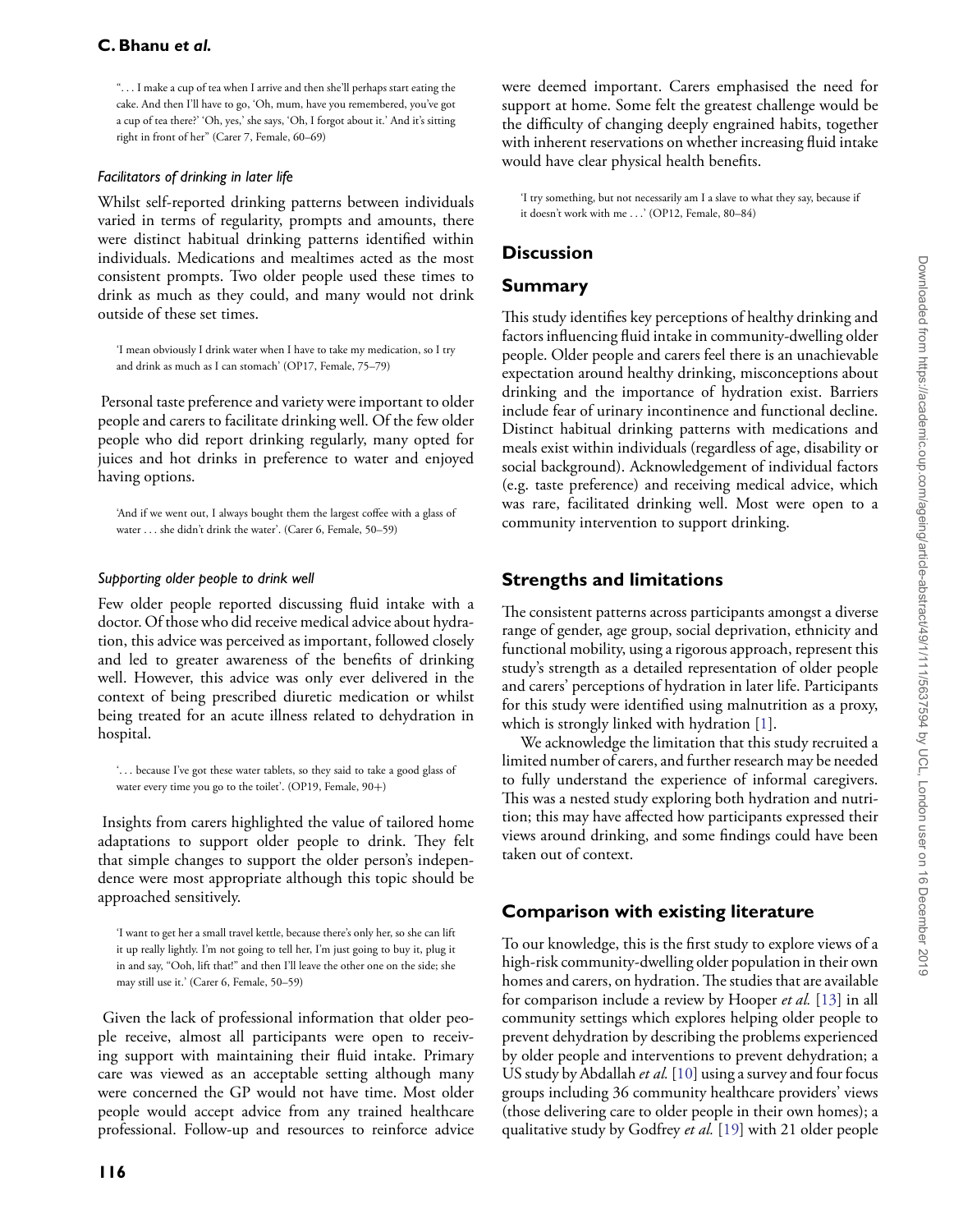"... I make a cup of tea when I arrive and then she'll perhaps start eating the cake. And then I'll have to go, 'Oh, mum, have you remembered, you've got a cup of tea there?' 'Oh, yes,' she says, 'Oh, I forgot about it.' And it's sitting right in front of her" (Carer 7, Female, 60–69)

### *Facilitators of drinking in later life*

Whilst self-reported drinking patterns between individuals varied in terms of regularity, prompts and amounts, there were distinct habitual drinking patterns identified within individuals. Medications and mealtimes acted as the most consistent prompts. Two older people used these times to drink as much as they could, and many would not drink outside of these set times.

'I mean obviously I drink water when I have to take my medication, so I try and drink as much as I can stomach' (OP17, Female, 75–79)

Personal taste preference and variety were important to older people and carers to facilitate drinking well. Of the few older people who did report drinking regularly, many opted for juices and hot drinks in preference to water and enjoyed having options.

'And if we went out, I always bought them the largest coffee with a glass of water ... she didn't drink the water'. (Carer 6, Female, 50–59)

### *Supporting older people to drink well*

Few older people reported discussing fluid intake with a doctor. Of those who did receive medical advice about hydration, this advice was perceived as important, followed closely and led to greater awareness of the benefits of drinking well. However, this advice was only ever delivered in the context of being prescribed diuretic medication or whilst being treated for an acute illness related to dehydration in hospital.

'... because I've got these water tablets, so they said to take a good glass of water every time you go to the toilet'. (OP19, Female, 90+)

Insights from carers highlighted the value of tailored home adaptations to support older people to drink. They felt that simple changes to support the older person's independence were most appropriate although this topic should be approached sensitively.

'I want to get her a small travel kettle, because there's only her, so she can lift it up really lightly. I'm not going to tell her, I'm just going to buy it, plug it in and say, "Ooh, lift that!" and then I'll leave the other one on the side; she may still use it.' (Carer 6, Female, 50–59)

Given the lack of professional information that older people receive, almost all participants were open to receiving support with maintaining their fluid intake. Primary care was viewed as an acceptable setting although many were concerned the GP would not have time. Most older people would accept advice from any trained healthcare professional. Follow-up and resources to reinforce advice were deemed important. Carers emphasised the need for support at home. Some felt the greatest challenge would be the difficulty of changing deeply engrained habits, together with inherent reservations on whether increasing fluid intake would have clear physical health benefits.

'I try something, but not necessarily am I a slave to what they say, because if it doesn't work with me ...' (OP12, Female, 80–84)

## Discussion

## Summary

This study identifies key perceptions of healthy drinking and factors influencing fluid intake in community-dwelling older people. Older people and carers feel there is an unachievable expectation around healthy drinking, misconceptions about drinking and the importance of hydration exist. Barriers include fear of urinary incontinence and functional decline. Distinct habitual drinking patterns with medications and meals exist within individuals (regardless of age, disability or social background). Acknowledgement of individual factors (e.g. taste preference) and receiving medical advice, which was rare, facilitated drinking well. Most were open to a community intervention to support drinking.

## Strengths and limitations

The consistent patterns across participants amongst a diverse range of gender, age group, social deprivation, ethnicity and functional mobility, using a rigorous approach, represent this study's strength as a detailed representation of older people and carers' perceptions of hydration in later life. Participants for this study were identified using malnutrition as a proxy, which is strongly linked with hydration [1].

We acknowledge the limitation that this study recruited a limited number of carers, and further research may be needed to fully understand the experience of informal caregivers. This was a nested study exploring both hydration and nutrition; this may have affected how participants expressed their views around drinking, and some findings could have been taken out of context.

## Comparison with existing literature

To our knowledge, this is the first study to explore views of a high-risk community-dwelling older population in their own homes and carers, on hydration. The studies that are available for comparison include a review by Hooper *et al.* [13] in all community settings which explores helping older people to prevent dehydration by describing the problems experienced by older people and interventions to prevent dehydration; a US study by Abdallah *et al.* [10] using a survey and four focus groups including 36 community healthcare providers' views (those delivering care to older people in their own homes); a qualitative study by Godfrey *et al.* [19] with 21 older people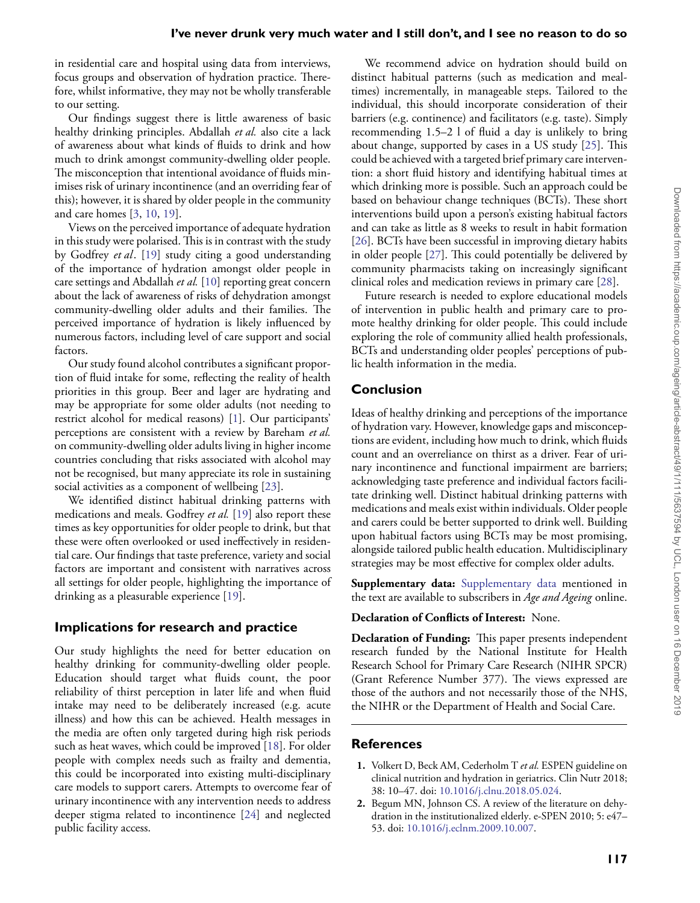in residential care and hospital using data from interviews, focus groups and observation of hydration practice. Therefore, whilst informative, they may not be wholly transferable to our setting.

Our findings suggest there is little awareness of basic healthy drinking principles. Abdallah *et al.* also cite a lack of awareness about what kinds of fluids to drink and how much to drink amongst community-dwelling older people. The misconception that intentional avoidance of fluids minimises risk of urinary incontinence (and an overriding fear of this); however, it is shared by older people in the community and care homes [3, 10, 19].

Views on the perceived importance of adequate hydration in this study were polarised. This is in contrast with the study by Godfrey *et al*. [19] study citing a good understanding of the importance of hydration amongst older people in care settings and Abdallah *et al.* [10] reporting great concern about the lack of awareness of risks of dehydration amongst community-dwelling older adults and their families. The perceived importance of hydration is likely influenced by numerous factors, including level of care support and social factors.

Our study found alcohol contributes a significant proportion of fluid intake for some, reflecting the reality of health priorities in this group. Beer and lager are hydrating and may be appropriate for some older adults (not needing to restrict alcohol for medical reasons) [1]. Our participants' perceptions are consistent with a review by Bareham *et al.* on community-dwelling older adults living in higher income countries concluding that risks associated with alcohol may not be recognised, but many appreciate its role in sustaining social activities as a component of wellbeing [23].

We identified distinct habitual drinking patterns with medications and meals. Godfrey *et al.* [19] also report these times as key opportunities for older people to drink, but that these were often overlooked or used ineffectively in residential care. Our findings that taste preference, variety and social factors are important and consistent with narratives across all settings for older people, highlighting the importance of drinking as a pleasurable experience [19].

## Implications for research and practice

Our study highlights the need for better education on healthy drinking for community-dwelling older people. Education should target what fluids count, the poor reliability of thirst perception in later life and when fluid intake may need to be deliberately increased (e.g. acute illness) and how this can be achieved. Health messages in the media are often only targeted during high risk periods such as heat waves, which could be improved [18]. For older people with complex needs such as frailty and dementia, this could be incorporated into existing multi-disciplinary care models to support carers. Attempts to overcome fear of urinary incontinence with any intervention needs to address deeper stigma related to incontinence [24] and neglected public facility access.

We recommend advice on hydration should build on distinct habitual patterns (such as medication and mealtimes) incrementally, in manageable steps. Tailored to the individual, this should incorporate consideration of their barriers (e.g. continence) and facilitators (e.g. taste). Simply recommending 1.5–2 l of fluid a day is unlikely to bring about change, supported by cases in a US study [25]. This could be achieved with a targeted brief primary care intervention: a short fluid history and identifying habitual times at which drinking more is possible. Such an approach could be based on behaviour change techniques (BCTs). These short interventions build upon a person's existing habitual factors and can take as little as 8 weeks to result in habit formation [26]. BCTs have been successful in improving dietary habits in older people [27]. This could potentially be delivered by community pharmacists taking on increasingly significant clinical roles and medication reviews in primary care [28].

Future research is needed to explore educational models of intervention in public health and primary care to promote healthy drinking for older people. This could include exploring the role of community allied health professionals, BCTs and understanding older peoples' perceptions of public health information in the media.

## Conclusion

Ideas of healthy drinking and perceptions of the importance of hydration vary. However, knowledge gaps and misconceptions are evident, including how much to drink, which fluids count and an overreliance on thirst as a driver. Fear of urinary incontinence and functional impairment are barriers; acknowledging taste preference and individual factors facilitate drinking well. Distinct habitual drinking patterns with medications and meals exist within individuals. Older people and carers could be better supported to drink well. Building upon habitual factors using BCTs may be most promising, alongside tailored public health education. Multidisciplinary strategies may be most effective for complex older adults.

**Supplementary data:** Supplementary data mentioned in the text are available to subscribers in *Age and Ageing* online.

**Declaration of Conflicts of Interest:** None.

**Declaration of Funding:** This paper presents independent research funded by the National Institute for Health Research School for Primary Care Research (NIHR SPCR) (Grant Reference Number 377). The views expressed are those of the authors and not necessarily those of the NHS, the NIHR or the Department of Health and Social Care.

## References

1. Volkert D, Beck AM, Cederholm T *et al.* ESPEN guideline on clinical nutrition and hydration in geriatrics. Clin Nutr 2018; 38: 10–47. doi: 10.1016/j.clnu.2018.05.024.
2. Begum MN, Johnson CS. A review of the literature on dehydration in the institutionalized elderly. e-SPEN 2010; 5: e47–53. doi: 10.1016/j.eclnm.2009.10.007.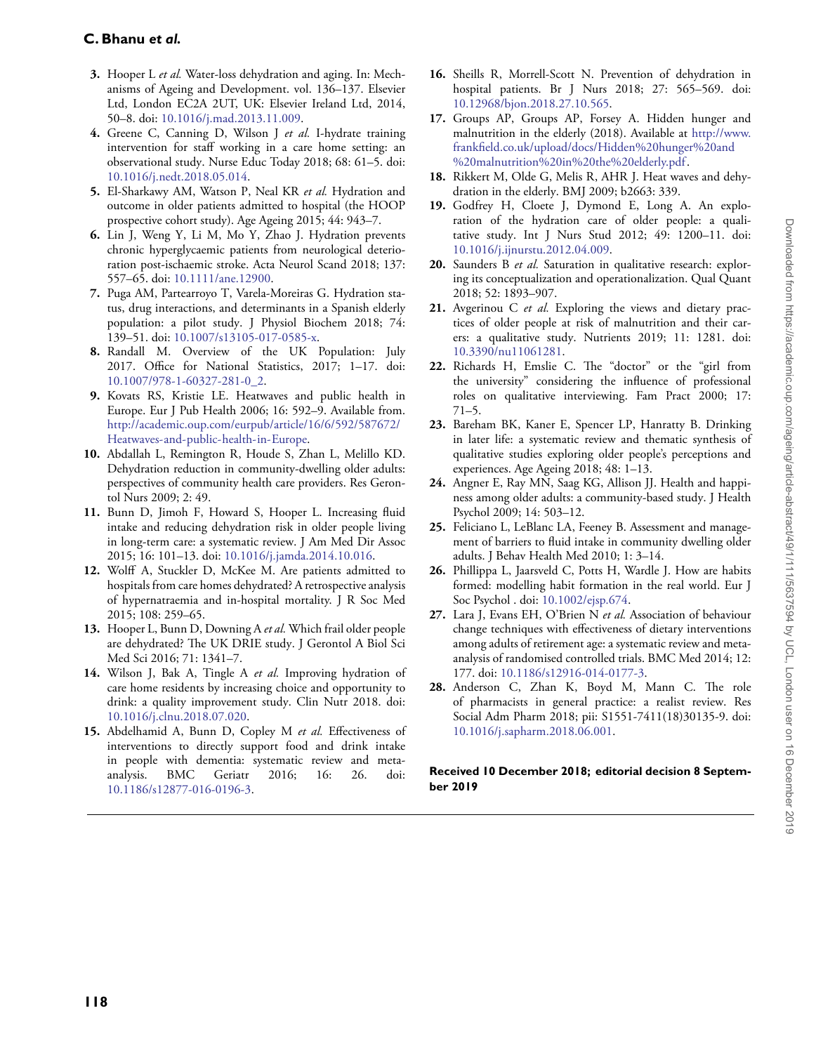3. Hooper L *et al.* Water-loss dehydration and aging. In: Mechanisms of Ageing and Development. vol. 136–137. Elsevier Ltd, London EC2A 2UT, UK: Elsevier Ireland Ltd, 2014, 50–8. doi: 10.1016/j.mad.2013.11.009.
4. Greene C, Canning D, Wilson J *et al.* I-hydrate training intervention for staff working in a care home setting: an observational study. Nurse Educ Today 2018; 68: 61–5. doi: 10.1016/j.nedt.2018.05.014.
5. El-Sharkawy AM, Watson P, Neal KR *et al.* Hydration and outcome in older patients admitted to hospital (the HOOP prospective cohort study). Age Ageing 2015; 44: 943–7.
6. Lin J, Weng Y, Li M, Mo Y, Zhao J. Hydration prevents chronic hyperglycaemic patients from neurological deterioration post-ischaemic stroke. Acta Neurol Scand 2018; 137: 557–65. doi: 10.1111/ane.12900.
7. Puga AM, Partearroyo T, Varela-Moreiras G. Hydration status, drug interactions, and determinants in a Spanish elderly population: a pilot study. J Physiol Biochem 2018; 74: 139–51. doi: 10.1007/s13105-017-0585-x.
8. Randall M. Overview of the UK Population: July 2017. Office for National Statistics, 2017; 1–17. doi: 10.1007/978-1-60327-281-0_2.
9. Kovats RS, Kristie LE. Heatwaves and public health in Europe. Eur J Pub Health 2006; 16: 592–9. Available from. http://academic.oup.com/eurpub/article/16/6/592/587672/Heatwaves-and-public-health-in-Europe.
10. Abdallah L, Remington R, Houde S, Zhan L, Melillo KD. Dehydration reduction in community-dwelling older adults: perspectives of community health care providers. Res Gerontol Nurs 2009; 2: 49.
11. Bunn D, Jimoh F, Howard S, Hooper L. Increasing fluid intake and reducing dehydration risk in older people living in long-term care: a systematic review. J Am Med Dir Assoc 2015; 16: 101–13. doi: 10.1016/j.jamda.2014.10.016.
12. Wolff A, Stuckler D, McKee M. Are patients admitted to hospitals from care homes dehydrated? A retrospective analysis of hypernatraemia and in-hospital mortality. J R Soc Med 2015; 108: 259–65.
13. Hooper L, Bunn D, Downing A *et al.* Which frail older people are dehydrated? The UK DRIE study. J Gerontol A Biol Sci Med Sci 2016; 71: 1341–7.
14. Wilson J, Bak A, Tingle A *et al.* Improving hydration of care home residents by increasing choice and opportunity to drink: a quality improvement study. Clin Nutr 2018. doi: 10.1016/j.clnu.2018.07.020.
15. Abdelhamid A, Bunn D, Copley M *et al.* Effectiveness of interventions to directly support food and drink intake in people with dementia: systematic review and meta-analysis. BMC Geriatr 2016; 16: 26. doi: 10.1186/s12877-016-0196-3.
16. Sheills R, Morrell-Scott N. Prevention of dehydration in hospital patients. Br J Nurs 2018; 27: 565–569. doi: 10.12968/bjon.2018.27.10.565.
17. Groups AP, Groups AP, Forsey A. Hidden hunger and malnutrition in the elderly (2018). Available at http://www.frankfield.co.uk/upload/docs/Hidden%20hunger%20and%20malnutrition%20in%20the%20elderly.pdf.
18. Rikkert M, Olde G, Melis R, AHR J. Heat waves and dehydration in the elderly. BMJ 2009; b2663: 339.
19. Godfrey H, Cloete J, Dymond E, Long A. An exploration of the hydration care of older people: a qualitative study. Int J Nurs Stud 2012; 49: 1200–11. doi: 10.1016/j.ijnurstu.2012.04.009.
20. Saunders B *et al.* Saturation in qualitative research: exploring its conceptualization and operationalization. Qual Quant 2018; 52: 1893–907.
21. Avgerinou C *et al.* Exploring the views and dietary practices of older people at risk of malnutrition and their carers: a qualitative study. Nutrients 2019; 11: 1281. doi: 10.3390/nu11061281.
22. Richards H, Emslie C. The "doctor" or the "girl from the university" considering the influence of professional roles on qualitative interviewing. Fam Pract 2000; 17: 71–5.
23. Bareham BK, Kaner E, Spencer LP, Hanratty B. Drinking in later life: a systematic review and thematic synthesis of qualitative studies exploring older people's perceptions and experiences. Age Ageing 2018; 48: 1–13.
24. Angner E, Ray MN, Saag KG, Allison JJ. Health and happiness among older adults: a community-based study. J Health Psychol 2009; 14: 503–12.
25. Feliciano L, LeBlanc LA, Feeney B. Assessment and management of barriers to fluid intake in community dwelling older adults. J Behav Health Med 2010; 1: 3–14.
26. Phillippa L, Jaarsveld C, Potts H, Wardle J. How are habits formed: modelling habit formation in the real world. Eur J Soc Psychol . doi: 10.1002/ejsp.674.
27. Lara J, Evans EH, O'Brien N *et al.* Association of behaviour change techniques with effectiveness of dietary interventions among adults of retirement age: a systematic review and meta-analysis of randomised controlled trials. BMC Med 2014; 12: 177. doi: 10.1186/s12916-014-0177-3.
28. Anderson C, Zhan K, Boyd M, Mann C. The role of pharmacists in general practice: a realist review. Res Social Adm Pharm 2018; pii: S1551-7411(18)30135-9. doi: 10.1016/j.sapharm.2018.06.001.

**Received 10 December 2018; editorial decision 8 September 2019**